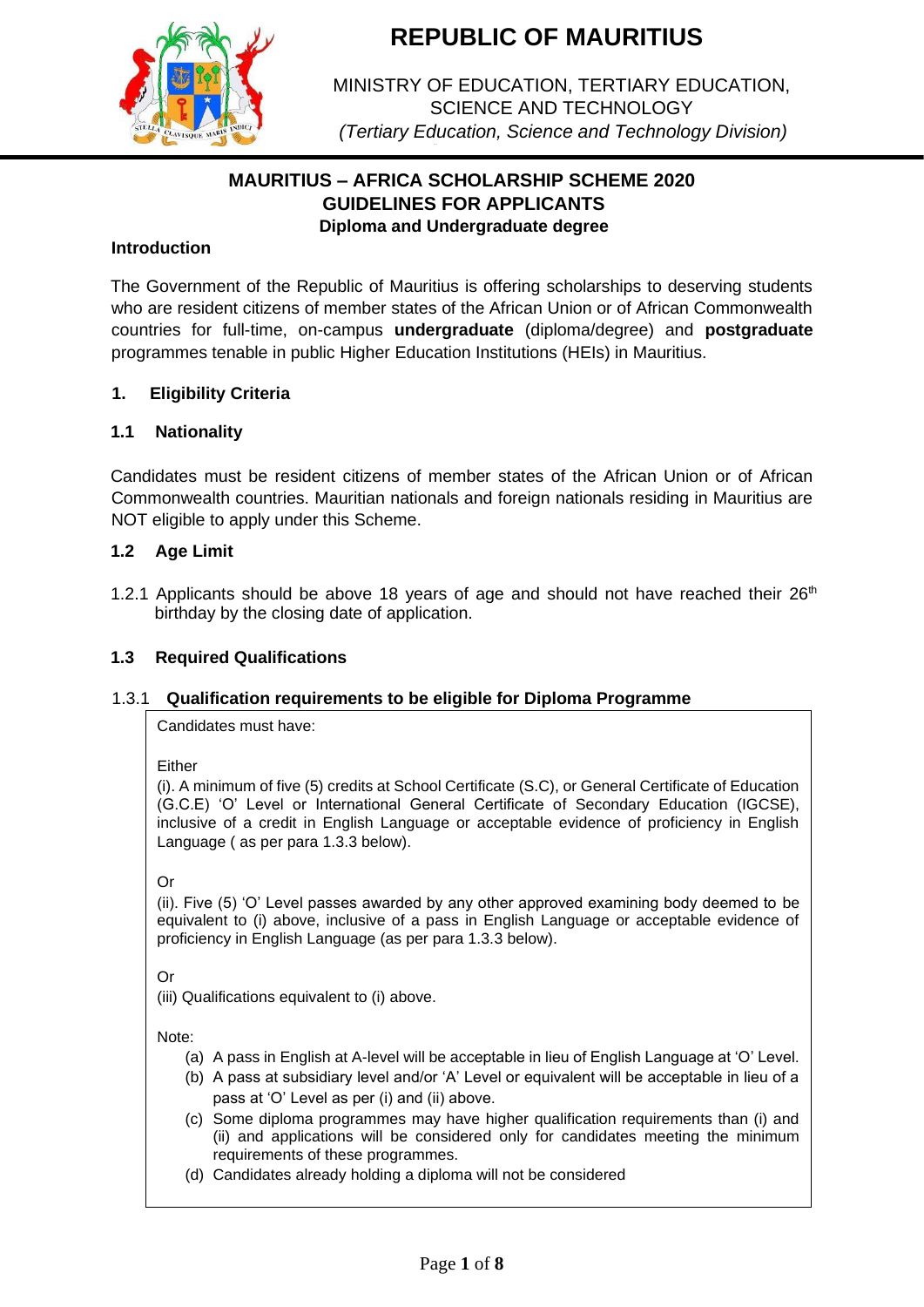# REPUBLIC OF MAURITIUS

MINISTRY OF EDUCATION, TERTIARY EDUCATION, SCIENCE AND TECHNOLOGY
*(Tertiary Education, Science and Technology Division)*

## MAURITIUS – AFRICA SCHOLARSHIP SCHEME 2020
## GUIDELINES FOR APPLICANTS
### Diploma and Undergraduate degree

**Introduction**

The Government of the Republic of Mauritius is offering scholarships to deserving students who are resident citizens of member states of the African Union or of African Commonwealth countries for full-time, on-campus **undergraduate** (diploma/degree) and **postgraduate** programmes tenable in public Higher Education Institutions (HEIs) in Mauritius.

### 1. Eligibility Criteria

#### 1.1 Nationality

Candidates must be resident citizens of member states of the African Union or of African Commonwealth countries. Mauritian nationals and foreign nationals residing in Mauritius are NOT eligible to apply under this Scheme.

#### 1.2 Age Limit

1.2.1 Applicants should be above 18 years of age and should not have reached their $26^{th}$ birthday by the closing date of application.

#### 1.3 Required Qualifications

1.3.1 **Qualification requirements to be eligible for Diploma Programme**

Candidates must have:

Either

(i). A minimum of five (5) credits at School Certificate (S.C), or General Certificate of Education (G.C.E) 'O' Level or International General Certificate of Secondary Education (IGCSE), inclusive of a credit in English Language or acceptable evidence of proficiency in English Language ( as per para 1.3.3 below).

Or

(ii). Five (5) 'O' Level passes awarded by any other approved examining body deemed to be equivalent to (i) above, inclusive of a pass in English Language or acceptable evidence of proficiency in English Language (as per para 1.3.3 below).

Or

(iii) Qualifications equivalent to (i) above.

Note:

(a) A pass in English at A-level will be acceptable in lieu of English Language at 'O' Level.
(b) A pass at subsidiary level and/or 'A' Level or equivalent will be acceptable in lieu of a pass at 'O' Level as per (i) and (ii) above.
(c) Some diploma programmes may have higher qualification requirements than (i) and (ii) and applications will be considered only for candidates meeting the minimum requirements of these programmes.
(d) Candidates already holding a diploma will not be considered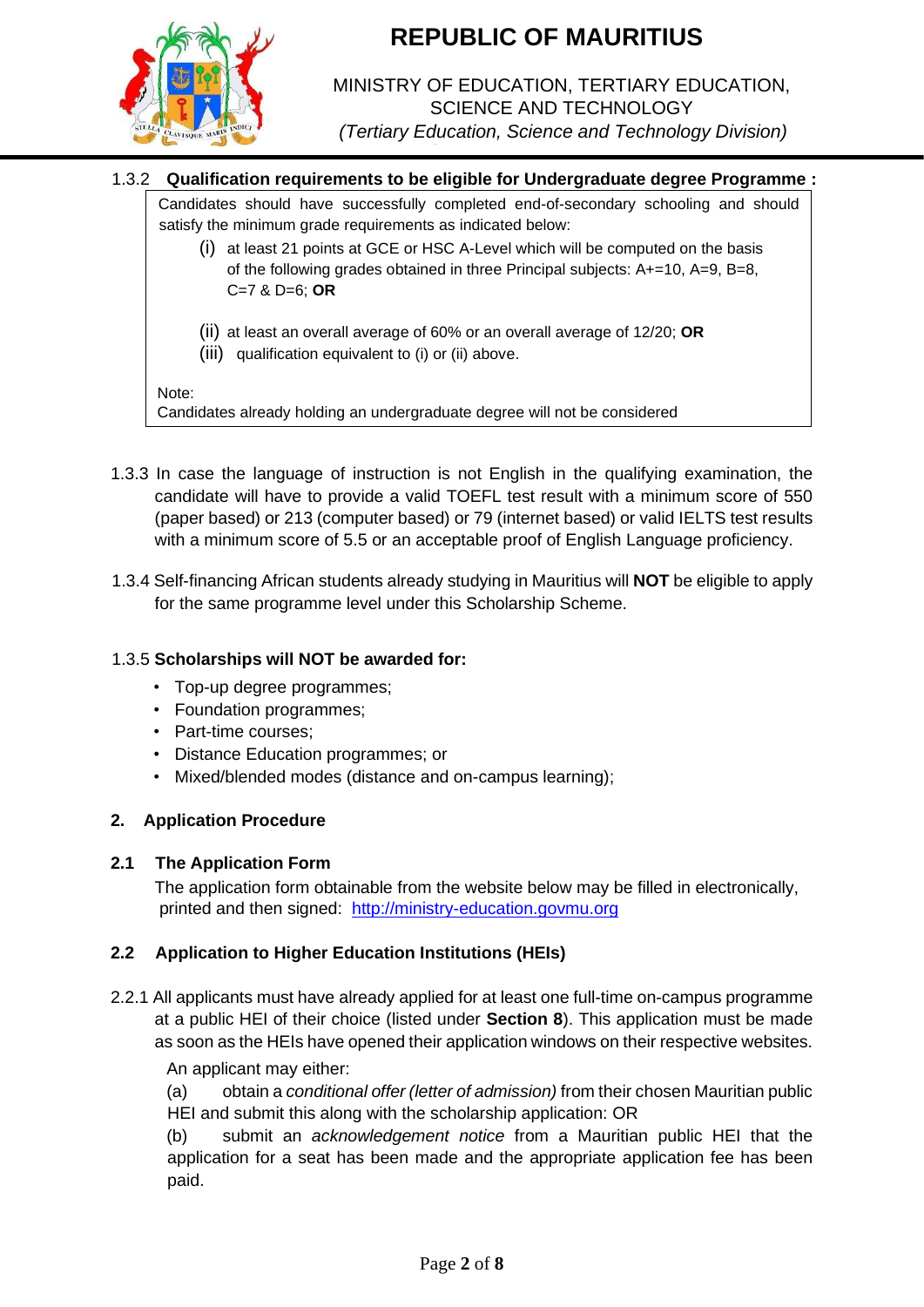**REPUBLIC OF MAURITIUS**

MINISTRY OF EDUCATION, TERTIARY EDUCATION, SCIENCE AND TECHNOLOGY
*(Tertiary Education, Science and Technology Division)*

1.3.2 **Qualification requirements to be eligible for Undergraduate degree Programme :**

Candidates should have successfully completed end-of-secondary schooling and should satisfy the minimum grade requirements as indicated below:

(i) at least 21 points at GCE or HSC A-Level which will be computed on the basis of the following grades obtained in three Principal subjects: A+=10, A=9, B=8, C=7 & D=6; **OR**

(ii) at least an overall average of 60% or an overall average of 12/20; **OR**

(iii) qualification equivalent to (i) or (ii) above.

Note:
Candidates already holding an undergraduate degree will not be considered

1.3.3 In case the language of instruction is not English in the qualifying examination, the candidate will have to provide a valid TOEFL test result with a minimum score of 550 (paper based) or 213 (computer based) or 79 (internet based) or valid IELTS test results with a minimum score of 5.5 or an acceptable proof of English Language proficiency.

1.3.4 Self-financing African students already studying in Mauritius will **NOT** be eligible to apply for the same programme level under this Scholarship Scheme.

1.3.5 **Scholarships will NOT be awarded for:**

- Top-up degree programmes;
- Foundation programmes;
- Part-time courses;
- Distance Education programmes; or
- Mixed/blended modes (distance and on-campus learning);

## 2. Application Procedure

### 2.1 The Application Form

The application form obtainable from the website below may be filled in electronically, printed and then signed: http://ministry-education.govmu.org

### 2.2 Application to Higher Education Institutions (HEIs)

2.2.1 All applicants must have already applied for at least one full-time on-campus programme at a public HEI of their choice (listed under **Section 8**). This application must be made as soon as the HEIs have opened their application windows on their respective websites.

An applicant may either:

(a) obtain a *conditional offer (letter of admission)* from their chosen Mauritian public HEI and submit this along with the scholarship application: OR

(b) submit an *acknowledgement notice* from a Mauritian public HEI that the application for a seat has been made and the appropriate application fee has been paid.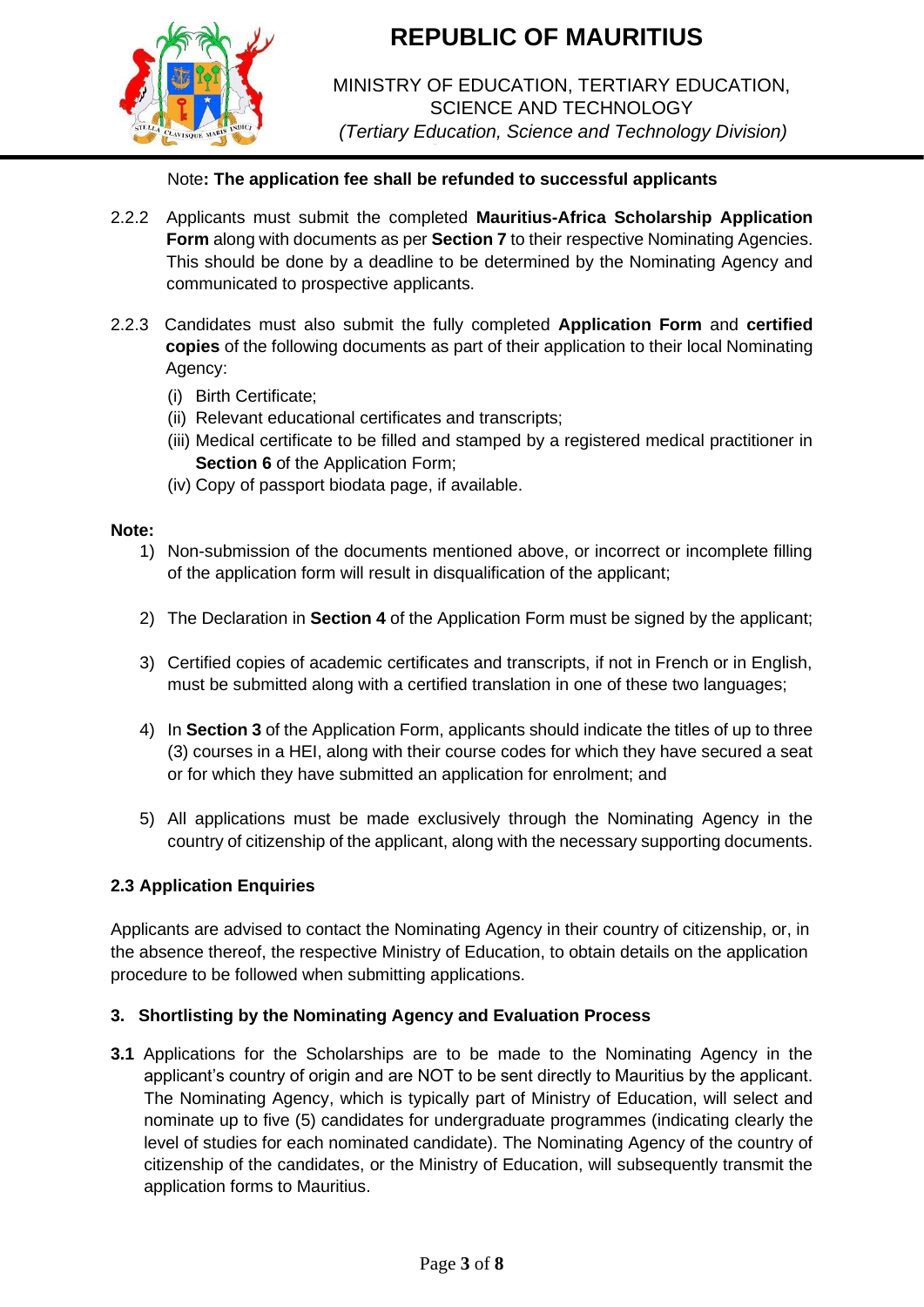Note**: The application fee shall be refunded to successful applicants**

2.2.2 Applicants must submit the completed **Mauritius-Africa Scholarship Application Form** along with documents as per **Section 7** to their respective Nominating Agencies. This should be done by a deadline to be determined by the Nominating Agency and communicated to prospective applicants.

2.2.3 Candidates must also submit the fully completed **Application Form** and **certified copies** of the following documents as part of their application to their local Nominating Agency:

(i) Birth Certificate;
(ii) Relevant educational certificates and transcripts;
(iii) Medical certificate to be filled and stamped by a registered medical practitioner in **Section 6** of the Application Form;
(iv) Copy of passport biodata page, if available.

**Note:**

1) Non-submission of the documents mentioned above, or incorrect or incomplete filling of the application form will result in disqualification of the applicant;

2) The Declaration in **Section 4** of the Application Form must be signed by the applicant;

3) Certified copies of academic certificates and transcripts, if not in French or in English, must be submitted along with a certified translation in one of these two languages;

4) In **Section 3** of the Application Form, applicants should indicate the titles of up to three (3) courses in a HEI, along with their course codes for which they have secured a seat or for which they have submitted an application for enrolment; and

5) All applications must be made exclusively through the Nominating Agency in the country of citizenship of the applicant, along with the necessary supporting documents.

### 2.3 Application Enquiries

Applicants are advised to contact the Nominating Agency in their country of citizenship, or, in the absence thereof, the respective Ministry of Education, to obtain details on the application procedure to be followed when submitting applications.

## 3. Shortlisting by the Nominating Agency and Evaluation Process

**3.1** Applications for the Scholarships are to be made to the Nominating Agency in the applicant's country of origin and are NOT to be sent directly to Mauritius by the applicant. The Nominating Agency, which is typically part of Ministry of Education, will select and nominate up to five (5) candidates for undergraduate programmes (indicating clearly the level of studies for each nominated candidate). The Nominating Agency of the country of citizenship of the candidates, or the Ministry of Education, will subsequently transmit the application forms to Mauritius.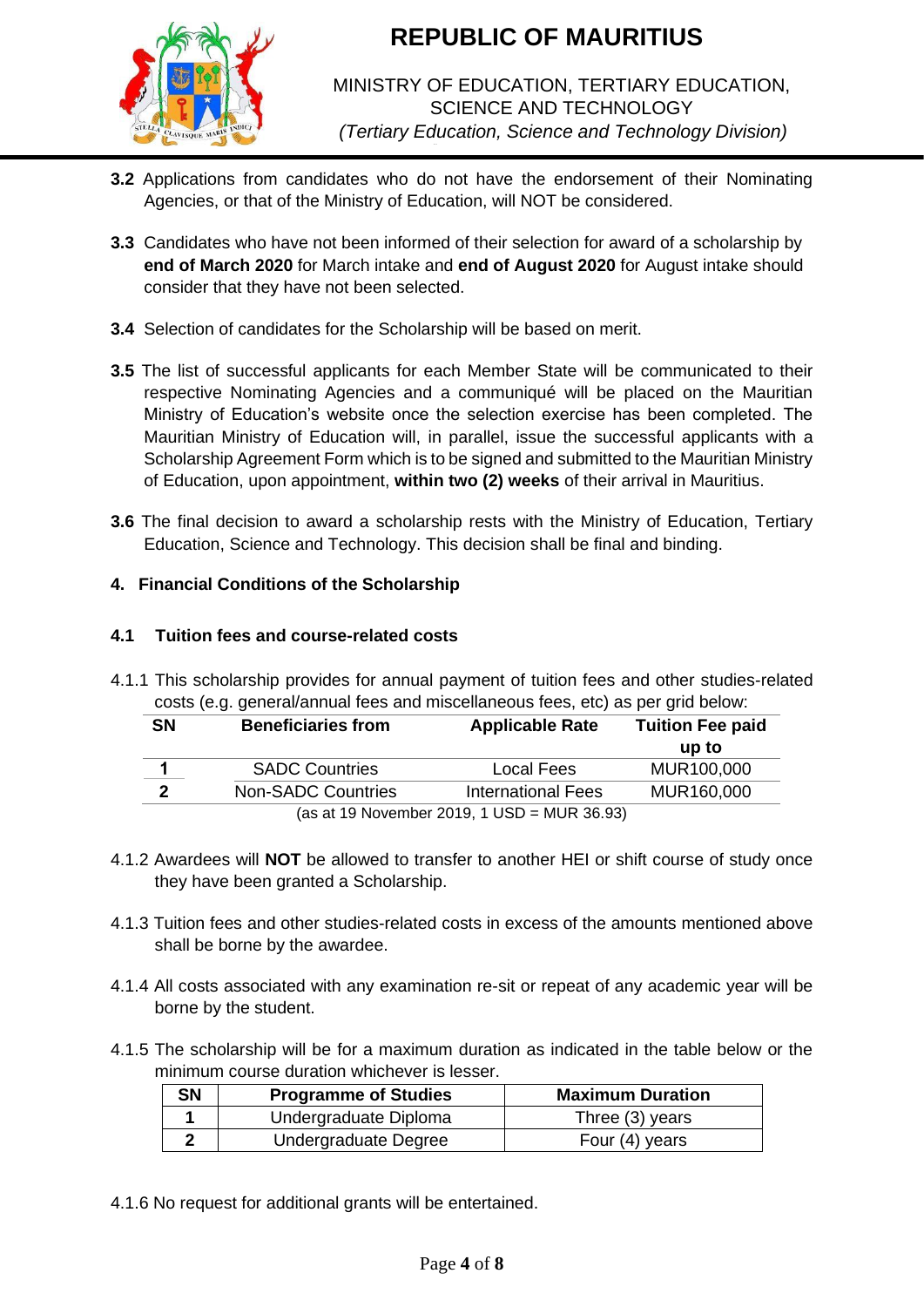**3.2** Applications from candidates who do not have the endorsement of their Nominating Agencies, or that of the Ministry of Education, will NOT be considered.

**3.3** Candidates who have not been informed of their selection for award of a scholarship by **end of March 2020** for March intake and **end of August 2020** for August intake should consider that they have not been selected.

**3.4** Selection of candidates for the Scholarship will be based on merit.

**3.5** The list of successful applicants for each Member State will be communicated to their respective Nominating Agencies and a communiqué will be placed on the Mauritian Ministry of Education's website once the selection exercise has been completed. The Mauritian Ministry of Education will, in parallel, issue the successful applicants with a Scholarship Agreement Form which is to be signed and submitted to the Mauritian Ministry of Education, upon appointment, **within two (2) weeks** of their arrival in Mauritius.

**3.6** The final decision to award a scholarship rests with the Ministry of Education, Tertiary Education, Science and Technology. This decision shall be final and binding.

## 4. Financial Conditions of the Scholarship

### 4.1 Tuition fees and course-related costs

4.1.1 This scholarship provides for annual payment of tuition fees and other studies-related costs (e.g. general/annual fees and miscellaneous fees, etc) as per grid below:

| SN | Beneficiaries from | Applicable Rate | Tuition Fee paid up to |
|---|---|---|---|
| 1 | SADC Countries | Local Fees | MUR100,000 |
| 2 | Non-SADC Countries | International Fees | MUR160,000 |

(as at 19 November 2019, 1 USD = MUR 36.93)

4.1.2 Awardees will **NOT** be allowed to transfer to another HEI or shift course of study once they have been granted a Scholarship.

4.1.3 Tuition fees and other studies-related costs in excess of the amounts mentioned above shall be borne by the awardee.

4.1.4 All costs associated with any examination re-sit or repeat of any academic year will be borne by the student.

4.1.5 The scholarship will be for a maximum duration as indicated in the table below or the minimum course duration whichever is lesser.

| SN | Programme of Studies | Maximum Duration |
|---|---|---|
| 1 | Undergraduate Diploma | Three (3) years |
| 2 | Undergraduate Degree | Four (4) years |

4.1.6 No request for additional grants will be entertained.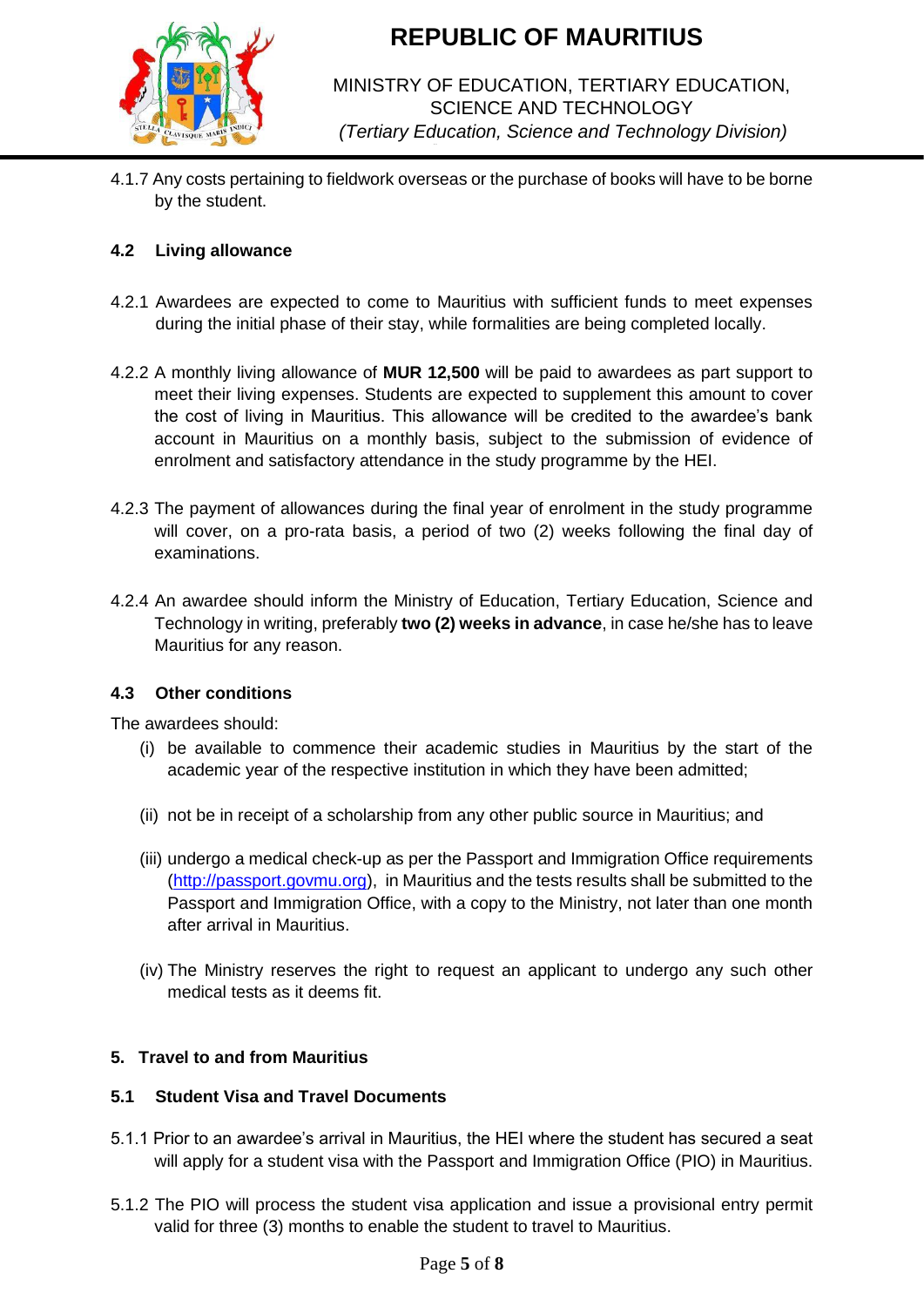4.1.7 Any costs pertaining to fieldwork overseas or the purchase of books will have to be borne by the student.

### 4.2 Living allowance

4.2.1 Awardees are expected to come to Mauritius with sufficient funds to meet expenses during the initial phase of their stay, while formalities are being completed locally.

4.2.2 A monthly living allowance of **MUR 12,500** will be paid to awardees as part support to meet their living expenses. Students are expected to supplement this amount to cover the cost of living in Mauritius. This allowance will be credited to the awardee's bank account in Mauritius on a monthly basis, subject to the submission of evidence of enrolment and satisfactory attendance in the study programme by the HEI.

4.2.3 The payment of allowances during the final year of enrolment in the study programme will cover, on a pro-rata basis, a period of two (2) weeks following the final day of examinations.

4.2.4 An awardee should inform the Ministry of Education, Tertiary Education, Science and Technology in writing, preferably **two (2) weeks in advance**, in case he/she has to leave Mauritius for any reason.

### 4.3 Other conditions

The awardees should:

(i) be available to commence their academic studies in Mauritius by the start of the academic year of the respective institution in which they have been admitted;

(ii) not be in receipt of a scholarship from any other public source in Mauritius; and

(iii) undergo a medical check-up as per the Passport and Immigration Office requirements (http://passport.govmu.org), in Mauritius and the tests results shall be submitted to the Passport and Immigration Office, with a copy to the Ministry, not later than one month after arrival in Mauritius.

(iv) The Ministry reserves the right to request an applicant to undergo any such other medical tests as it deems fit.

## 5. Travel to and from Mauritius

### 5.1 Student Visa and Travel Documents

5.1.1 Prior to an awardee's arrival in Mauritius, the HEI where the student has secured a seat will apply for a student visa with the Passport and Immigration Office (PIO) in Mauritius.

5.1.2 The PIO will process the student visa application and issue a provisional entry permit valid for three (3) months to enable the student to travel to Mauritius.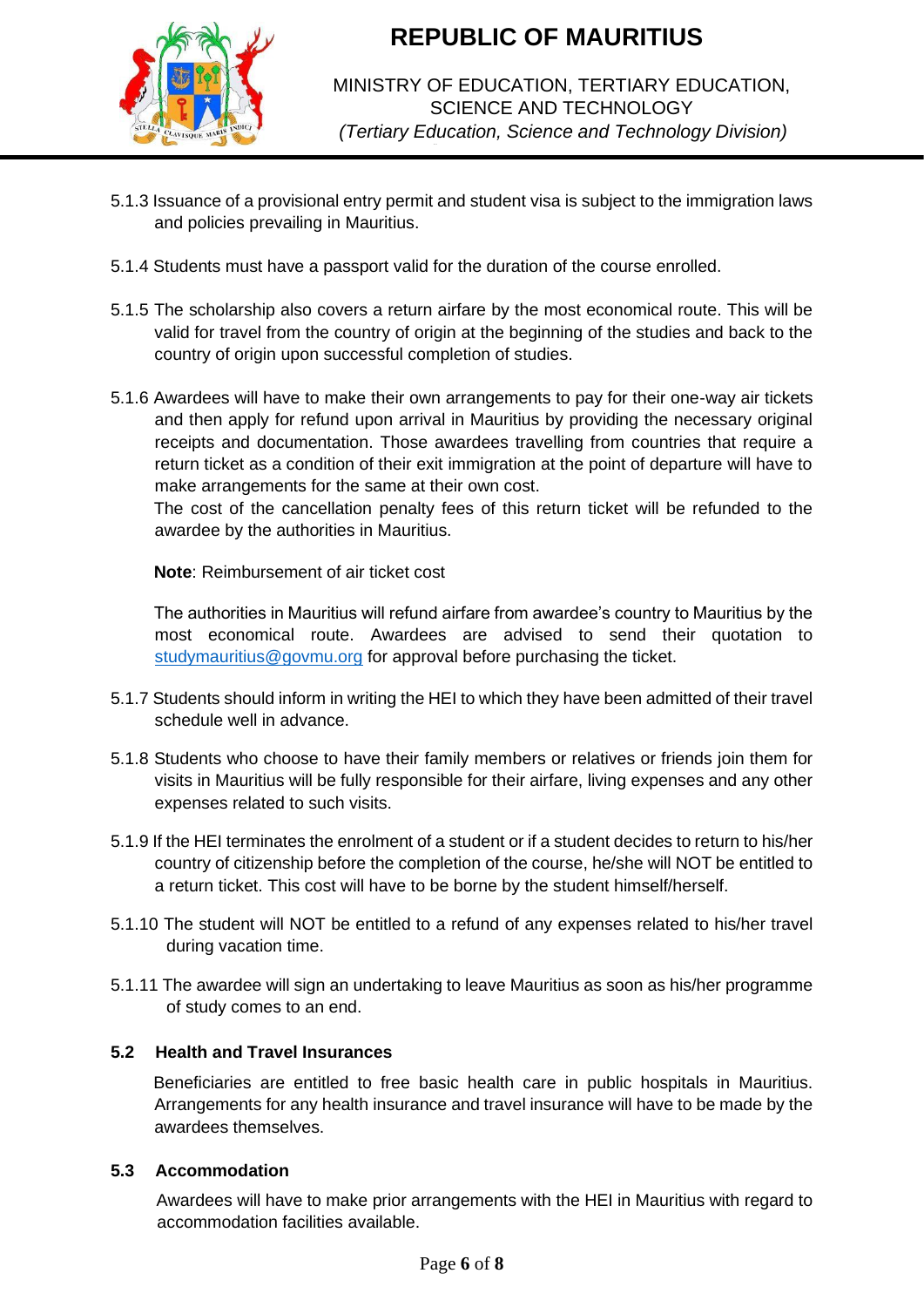5.1.3 Issuance of a provisional entry permit and student visa is subject to the immigration laws and policies prevailing in Mauritius.

5.1.4 Students must have a passport valid for the duration of the course enrolled.

5.1.5 The scholarship also covers a return airfare by the most economical route. This will be valid for travel from the country of origin at the beginning of the studies and back to the country of origin upon successful completion of studies.

5.1.6 Awardees will have to make their own arrangements to pay for their one-way air tickets and then apply for refund upon arrival in Mauritius by providing the necessary original receipts and documentation. Those awardees travelling from countries that require a return ticket as a condition of their exit immigration at the point of departure will have to make arrangements for the same at their own cost.
The cost of the cancellation penalty fees of this return ticket will be refunded to the awardee by the authorities in Mauritius.

**Note**: Reimbursement of air ticket cost

The authorities in Mauritius will refund airfare from awardee's country to Mauritius by the most economical route. Awardees are advised to send their quotation to studymauritius@govmu.org for approval before purchasing the ticket.

5.1.7 Students should inform in writing the HEI to which they have been admitted of their travel schedule well in advance.

5.1.8 Students who choose to have their family members or relatives or friends join them for visits in Mauritius will be fully responsible for their airfare, living expenses and any other expenses related to such visits.

5.1.9 If the HEI terminates the enrolment of a student or if a student decides to return to his/her country of citizenship before the completion of the course, he/she will NOT be entitled to a return ticket. This cost will have to be borne by the student himself/herself.

5.1.10 The student will NOT be entitled to a refund of any expenses related to his/her travel during vacation time.

5.1.11 The awardee will sign an undertaking to leave Mauritius as soon as his/her programme of study comes to an end.

### 5.2 Health and Travel Insurances

Beneficiaries are entitled to free basic health care in public hospitals in Mauritius. Arrangements for any health insurance and travel insurance will have to be made by the awardees themselves.

### 5.3 Accommodation

Awardees will have to make prior arrangements with the HEI in Mauritius with regard to accommodation facilities available.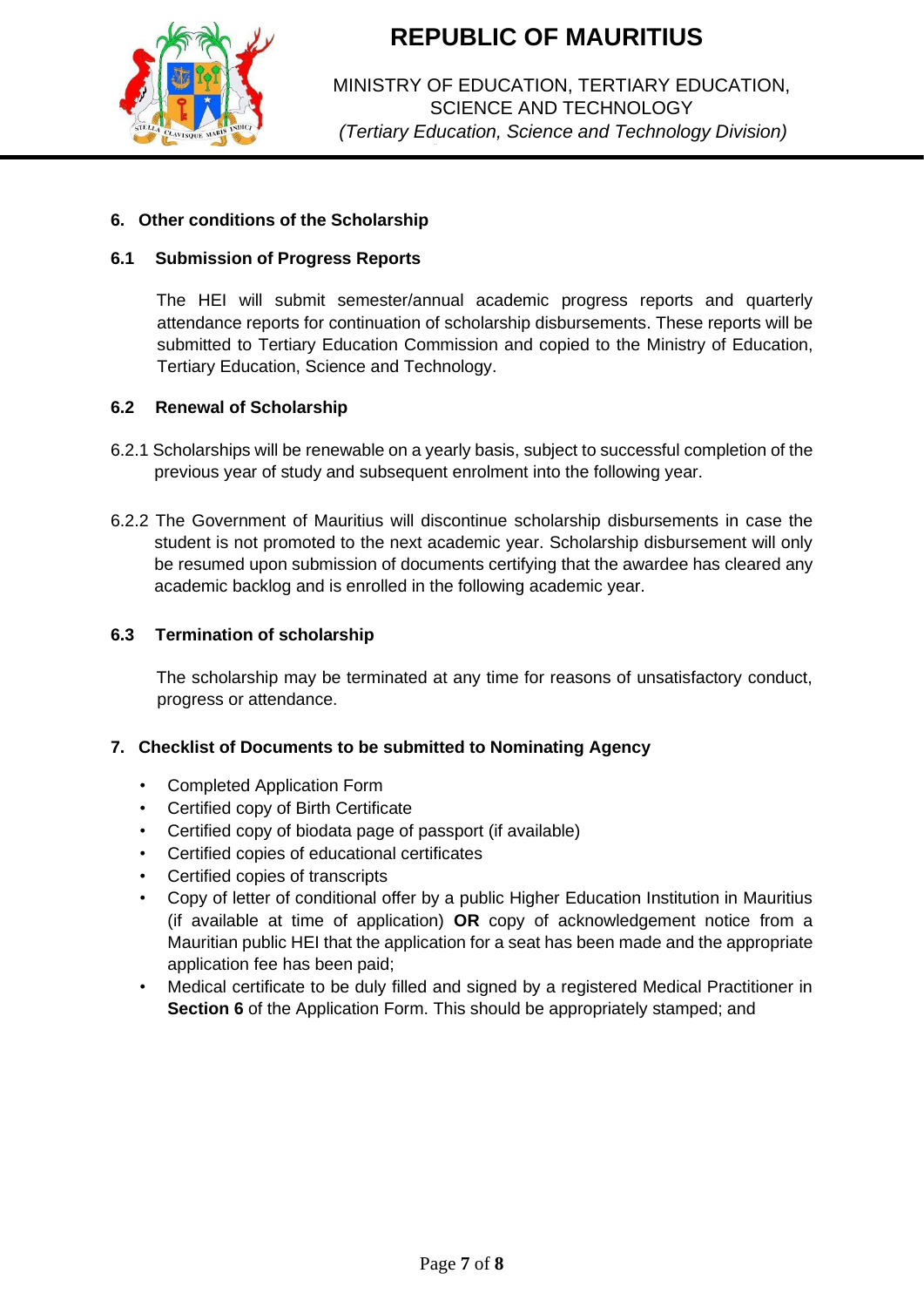## 6. Other conditions of the Scholarship

### 6.1 Submission of Progress Reports

The HEI will submit semester/annual academic progress reports and quarterly attendance reports for continuation of scholarship disbursements. These reports will be submitted to Tertiary Education Commission and copied to the Ministry of Education, Tertiary Education, Science and Technology.

### 6.2 Renewal of Scholarship

6.2.1 Scholarships will be renewable on a yearly basis, subject to successful completion of the previous year of study and subsequent enrolment into the following year.

6.2.2 The Government of Mauritius will discontinue scholarship disbursements in case the student is not promoted to the next academic year. Scholarship disbursement will only be resumed upon submission of documents certifying that the awardee has cleared any academic backlog and is enrolled in the following academic year.

### 6.3 Termination of scholarship

The scholarship may be terminated at any time for reasons of unsatisfactory conduct, progress or attendance.

## 7. Checklist of Documents to be submitted to Nominating Agency

- Completed Application Form
- Certified copy of Birth Certificate
- Certified copy of biodata page of passport (if available)
- Certified copies of educational certificates
- Certified copies of transcripts
- Copy of letter of conditional offer by a public Higher Education Institution in Mauritius (if available at time of application) **OR** copy of acknowledgement notice from a Mauritian public HEI that the application for a seat has been made and the appropriate application fee has been paid;
- Medical certificate to be duly filled and signed by a registered Medical Practitioner in **Section 6** of the Application Form. This should be appropriately stamped; and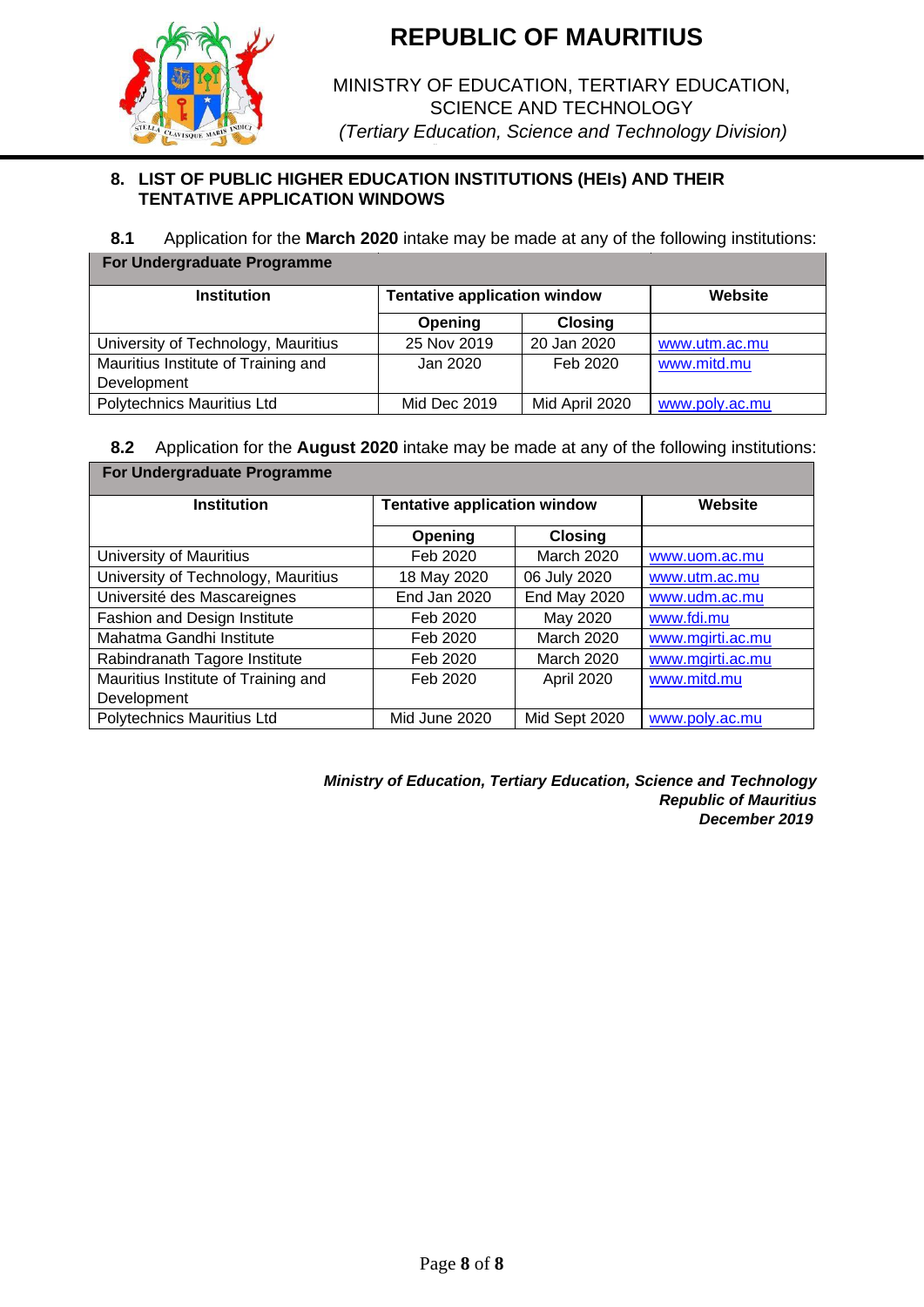# REPUBLIC OF MAURITIUS

MINISTRY OF EDUCATION, TERTIARY EDUCATION, SCIENCE AND TECHNOLOGY
*(Tertiary Education, Science and Technology Division)*

## 8. LIST OF PUBLIC HIGHER EDUCATION INSTITUTIONS (HEIs) AND THEIR TENTATIVE APPLICATION WINDOWS

**8.1** Application for the **March 2020** intake may be made at any of the following institutions:

| For Undergraduate Programme | | | |
|---|---|---|---|
| **Institution** | **Tentative application window** | | **Website** |
| | **Opening** | **Closing** | |
| University of Technology, Mauritius | 25 Nov 2019 | 20 Jan 2020 | www.utm.ac.mu |
| Mauritius Institute of Training and Development | Jan 2020 | Feb 2020 | www.mitd.mu |
| Polytechnics Mauritius Ltd | Mid Dec 2019 | Mid April 2020 | www.poly.ac.mu |

**8.2** Application for the **August 2020** intake may be made at any of the following institutions:

| For Undergraduate Programme | | | |
|---|---|---|---|
| **Institution** | **Tentative application window** | | **Website** |
| | **Opening** | **Closing** | |
| University of Mauritius | Feb 2020 | March 2020 | www.uom.ac.mu |
| University of Technology, Mauritius | 18 May 2020 | 06 July 2020 | www.utm.ac.mu |
| Université des Mascareignes | End Jan 2020 | End May 2020 | www.udm.ac.mu |
| Fashion and Design Institute | Feb 2020 | May 2020 | www.fdi.mu |
| Mahatma Gandhi Institute | Feb 2020 | March 2020 | www.mgirti.ac.mu |
| Rabindranath Tagore Institute | Feb 2020 | March 2020 | www.mgirti.ac.mu |
| Mauritius Institute of Training and Development | Feb 2020 | April 2020 | www.mitd.mu |
| Polytechnics Mauritius Ltd | Mid June 2020 | Mid Sept 2020 | www.poly.ac.mu |

***Ministry of Education, Tertiary Education, Science and Technology***
***Republic of Mauritius***
***December 2019***